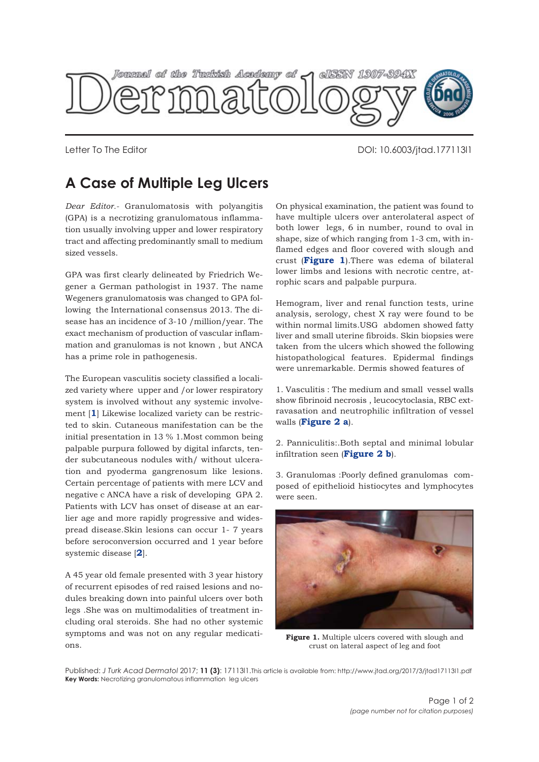Letter To The Editor

DOI: 10.6003/jtad.17113l1

# A Case of Multiple Leg Ulcers

*Dear Editor*.- Granulomatosis with polyangitis (GPA) is a necrotizing granulomatous inflammation usually involving upper and lower respiratory tract and affecting predominantly small to medium sized vessels.

GPA was first clearly delineated by Friedrich Wegener a German pathologist in 1937. The name Wegeners granulomatosis was changed to GPA following the International consensus 2013. The disease has an incidence of 3-10 /million/year. The exact mechanism of production of vascular inflammation and granulomas is not known , but ANCA has a prime role in pathogenesis.

The European vasculitis society classified a localized variety where upper and /or lower respiratory system is involved without any systemic involvement [1] Likewise localized variety can be restricted to skin. Cutaneous manifestation can be the initial presentation in 13 % 1.Most common being palpable purpura followed by digital infarcts, tender subcutaneous nodules with/ without ulceration and pyoderma gangrenosum like lesions. Certain percentage of patients with mere LCV and negative c ANCA have a risk of developing GPA 2. Patients with LCV has onset of disease at an earlier age and more rapidly progressive and widespread disease.Skin lesions can occur 1- 7 years before seroconversion occurred and 1 year before systemic disease [2].

A 45 year old female presented with 3 year history of recurrent episodes of red raised lesions and nodules breaking down into painful ulcers over both legs .She was on multimodalities of treatment including oral steroids. She had no other systemic symptoms and was not on any regular medications.

On physical examination, the patient was found to have multiple ulcers over anterolateral aspect of both lower legs, 6 in number, round to oval in shape, size of which ranging from 1-3 cm, with inflamed edges and floor covered with slough and crust (**Figure 1**).There was edema of bilateral lower limbs and lesions with necrotic centre, atrophic scars and palpable purpura.

Hemogram, liver and renal function tests, urine analysis, serology, chest X ray were found to be within normal limits.USG abdomen showed fatty liver and small uterine fibroids. Skin biopsies were taken from the ulcers which showed the following histopathological features. Epidermal findings were unremarkable. Dermis showed features of

1. Vasculitis : The medium and small vessel walls show fibrinoid necrosis , leucocytoclasia, RBC extravasation and neutrophilic infiltration of vessel walls (**Figure 2 a**).

2. Panniculitis:.Both septal and minimal lobular infiltration seen (**Figure 2 b**).

3. Granulomas :Poorly defined granulomas composed of epithelioid histiocytes and lymphocytes were seen.

**Figure 1.** Multiple ulcers covered with slough and crust on lateral aspect of leg and foot

Published: *J Turk Acad Dermatol* 2017; **11 (3)**: 17113l1.This article is available from: http://www.jtad.org/2017/3/jtad17113l1.pdf

**Key Words:** Necrotizing granulomatous inflammation leg ulcers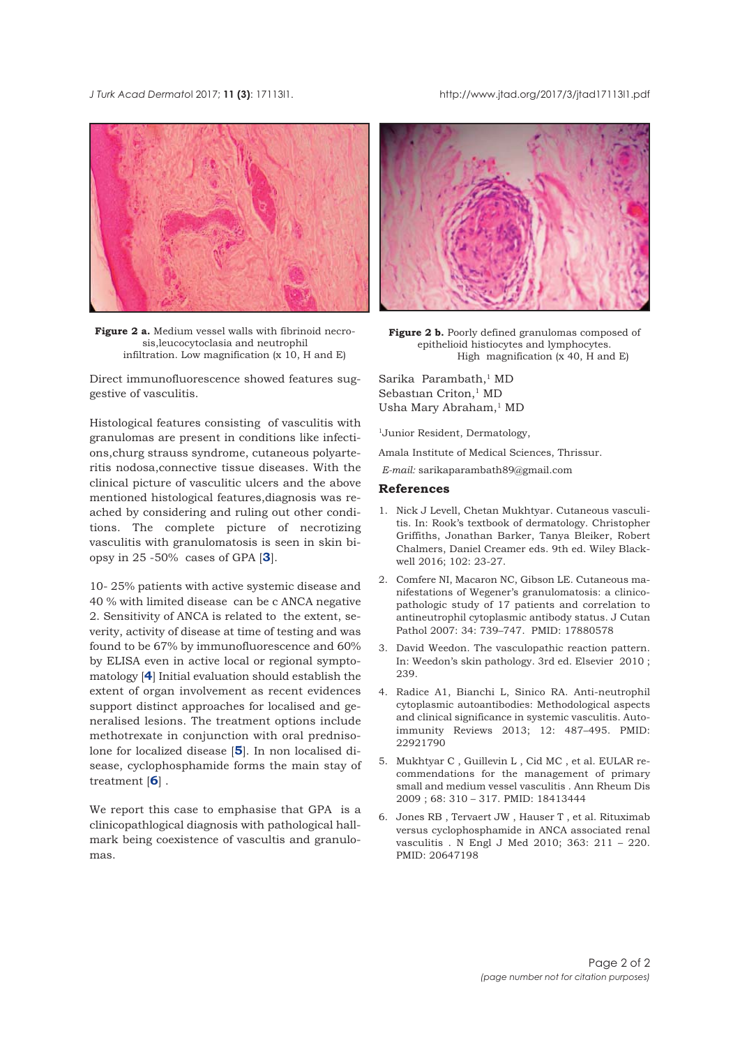**Figure 2 a.** Medium vessel walls with fibrinoid necrosis,leucocytoclasia and neutrophil infiltration. Low magnification (x 10, H and E)

**Figure 2 b.** Poorly defined granulomas composed of epithelioid histiocytes and lymphocytes. High magnification (x 40, H and E)

Direct immunofluorescence showed features suggestive of vasculitis.

Histological features consisting of vasculitis with granulomas are present in conditions like infections,churg strauss syndrome, cutaneous polyarteritis nodosa,connective tissue diseases. With the clinical picture of vasculitic ulcers and the above mentioned histological features,diagnosis was reached by considering and ruling out other conditions. The complete picture of necrotizing vasculitis with granulomatosis is seen in skin biopsy in 25 -50% cases of GPA [3].

10- 25% patients with active systemic disease and 40 % with limited disease can be c ANCA negative 2. Sensitivity of ANCA is related to the extent, severity, activity of disease at time of testing and was found to be 67% by immunofluorescence and 60% by ELISA even in active local or regional symptomatology [4] Initial evaluation should establish the extent of organ involvement as recent evidences support distinct approaches for localised and generalised lesions. The treatment options include methotrexate in conjunction with oral prednisolone for localized disease [5]. In non localised disease, cyclophosphamide forms the main stay of treatment [6] .

We report this case to emphasise that GPA is a clinicopathlogical diagnosis with pathological hallmark being coexistence of vascultis and granulomas.

Sarika Parambath,[1] MD
Sebastıan Criton,[1] MD
Usha Mary Abraham,[1] MD

[1]Junior Resident, Dermatology,

Amala Institute of Medical Sciences, Thrissur.

*E-mail:* sarikaparambath89@gmail.com

## References

1. Nick J Levell, Chetan Mukhtyar. Cutaneous vasculitis. In: Rook's textbook of dermatology. Christopher Griffiths, Jonathan Barker, Tanya Bleiker, Robert Chalmers, Daniel Creamer eds. 9th ed. Wiley Blackwell 2016; 102: 23-27.
2. Comfere NI, Macaron NC, Gibson LE. Cutaneous manifestations of Wegener's granulomatosis: a clinicopathologic study of 17 patients and correlation to antineutrophil cytoplasmic antibody status. J Cutan Pathol 2007: 34: 739–747. PMID: 17880578
3. David Weedon. The vasculopathic reaction pattern. In: Weedon's skin pathology. 3rd ed. Elsevier 2010 ; 239.
4. Radice A1, Bianchi L, Sinico RA. Anti-neutrophil cytoplasmic autoantibodies: Methodological aspects and clinical significance in systemic vasculitis. Autoimmunity Reviews 2013; 12: 487–495. PMID: 22921790
5. Mukhtyar C , Guillevin L , Cid MC , et al. EULAR recommendations for the management of primary small and medium vessel vasculitis . Ann Rheum Dis 2009 ; 68: 310 – 317. PMID: 18413444
6. Jones RB , Tervaert JW , Hauser T , et al. Rituximab versus cyclophosphamide in ANCA associated renal vasculitis . N Engl J Med 2010; 363: 211 – 220. PMID: 20647198